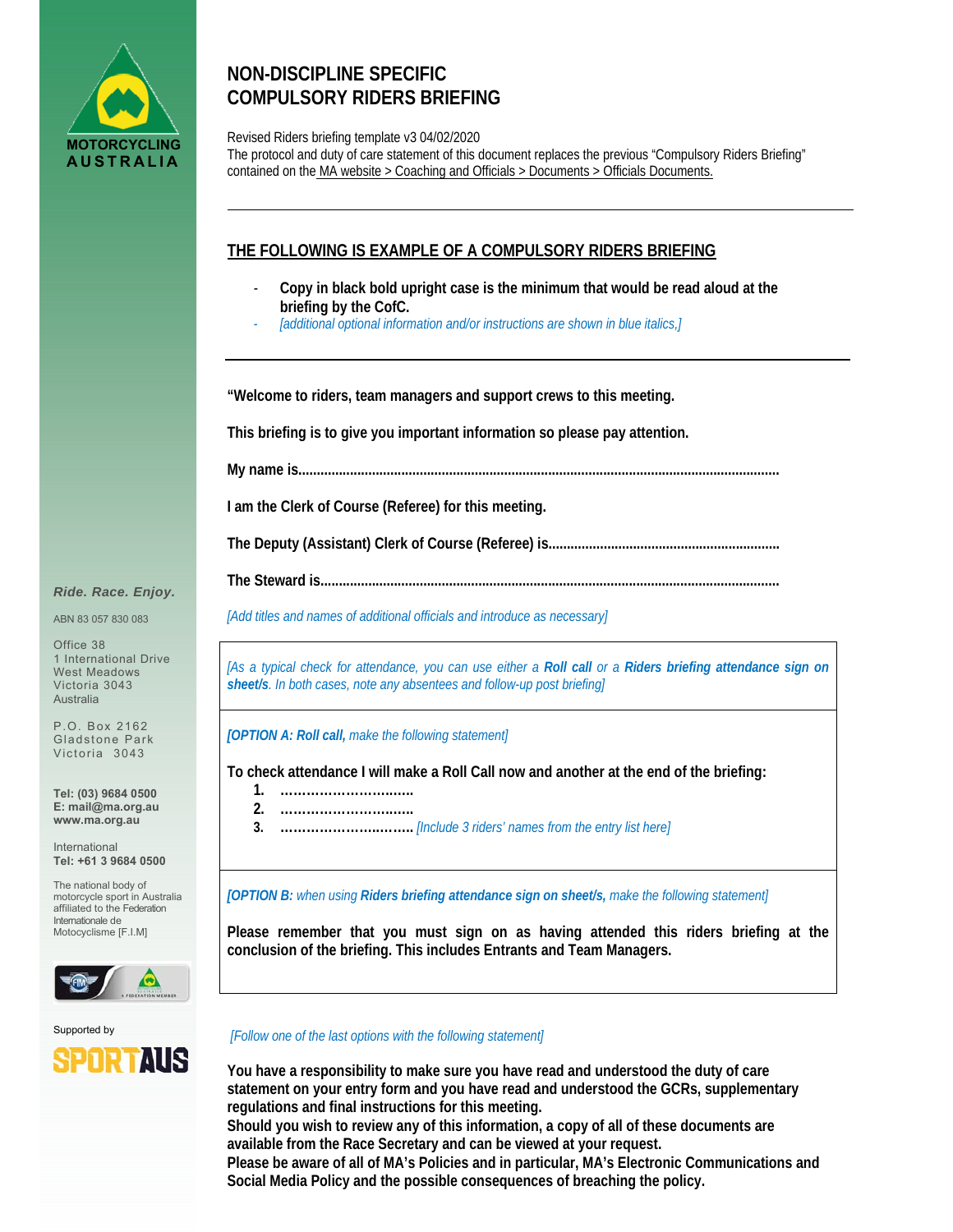# NON-DISCIPLINE SPECIFIC COMPULSORY RIDERS BRIEFING

Revised Riders briefing template v3 04/02/2020
The protocol and duty of care statement of this document replaces the previous "Compulsory Riders Briefing" contained on the MA website > Coaching and Officials > Documents > Officials Documents.

---

## THE FOLLOWING IS EXAMPLE OF A COMPULSORY RIDERS BRIEFING

- **Copy in black bold upright case is the minimum that would be read aloud at the briefing by the CofC.**
- *[additional optional information and/or instructions are shown in blue italics,]*

---

**"Welcome to riders, team managers and support crews to this meeting.**

**This briefing is to give you important information so please pay attention.**

**My name is.................................................................................................................................**

**I am the Clerk of Course (Referee) for this meeting.**

**The Deputy (Assistant) Clerk of Course (Referee) is.............................................................**

**The Steward is.............................................................................................................................**

*[Add titles and names of additional officials and introduce as necessary]*

*[As a typical check for attendance, you can use either a **Roll call** or a **Riders briefing attendance sign on sheet/s**. In both cases, note any absentees and follow-up post briefing]*

*[**OPTION A: Roll call,** make the following statement]*

**To check attendance I will make a Roll Call now and another at the end of the briefing:**

1. **…………………………**
2. **…………………………**
3. **…………………………** *[Include 3 riders' names from the entry list here]*

*[**OPTION B:** when using **Riders briefing attendance sign on sheet/s,** make the following statement]*

**Please remember that you must sign on as having attended this riders briefing at the conclusion of the briefing. This includes Entrants and Team Managers.**

*[Follow one of the last options with the following statement]*

**You have a responsibility to make sure you have read and understood the duty of care statement on your entry form and you have read and understood the GCRs, supplementary regulations and final instructions for this meeting.**
**Should you wish to review any of this information, a copy of all of these documents are available from the Race Secretary and can be viewed at your request.**
**Please be aware of all of MA's Policies and in particular, MA's Electronic Communications and Social Media Policy and the possible consequences of breaching the policy.**

MOTORCYCLING AUSTRALIA

*Ride. Race. Enjoy.*

ABN 83 057 830 083

Office 38
1 International Drive
West Meadows
Victoria 3043
Australia

P.O. Box 2162
Gladstone Park
Victoria 3043

**Tel: (03) 9684 0500**
**E: mail@ma.org.au**
**www.ma.org.au**

International
**Tel: +61 3 9684 0500**

The national body of motorcycle sport in Australia affiliated to the Federation Internationale de Motocyclisme [F.I.M]

Supported by
SPORTAUS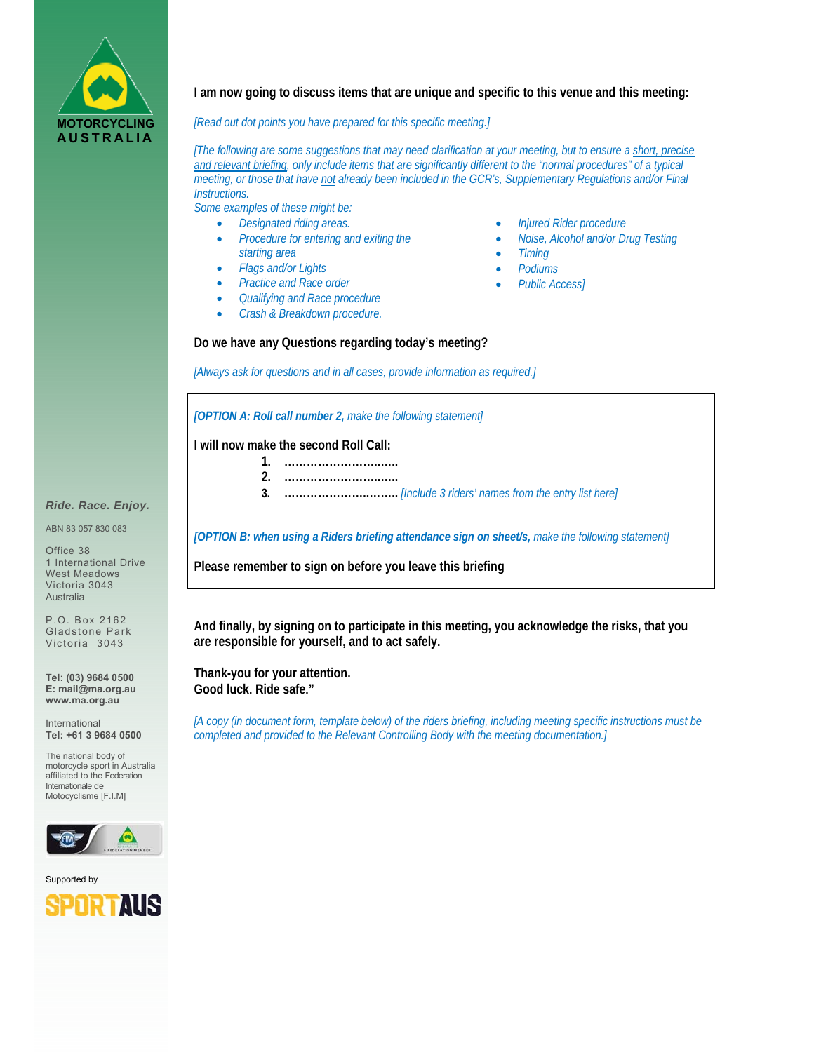**I am now going to discuss items that are unique and specific to this venue and this meeting:**

*[Read out dot points you have prepared for this specific meeting.]*

*[The following are some suggestions that may need clarification at your meeting, but to ensure a short, precise and relevant briefing, only include items that are significantly different to the "normal procedures" of a typical meeting, or those that have not already been included in the GCR's, Supplementary Regulations and/or Final Instructions.*

*Some examples of these might be:*

- *Designated riding areas.*
- *Procedure for entering and exiting the starting area*
- *Flags and/or Lights*
- *Practice and Race order*
- *Qualifying and Race procedure*
- *Crash & Breakdown procedure.*
- *Injured Rider procedure*
- *Noise, Alcohol and/or Drug Testing*
- *Timing*
- *Podiums*
- *Public Access]*

**Do we have any Questions regarding today's meeting?**

*[Always ask for questions and in all cases, provide information as required.]*

***[OPTION A: Roll call number 2,** make the following statement]*

**I will now make the second Roll Call:**

1. **…………………………..**
2. **…………………………..**
3. **…………………………..** *[Include 3 riders' names from the entry list here]*

***[OPTION B: when using a Riders briefing attendance sign on sheet/s,** make the following statement]*

**Please remember to sign on before you leave this briefing**

**And finally, by signing on to participate in this meeting, you acknowledge the risks, that you are responsible for yourself, and to act safely.**

**Thank-you for your attention.**
**Good luck. Ride safe."**

*[A copy (in document form, template below) of the riders briefing, including meeting specific instructions must be completed and provided to the Relevant Controlling Body with the meeting documentation.]*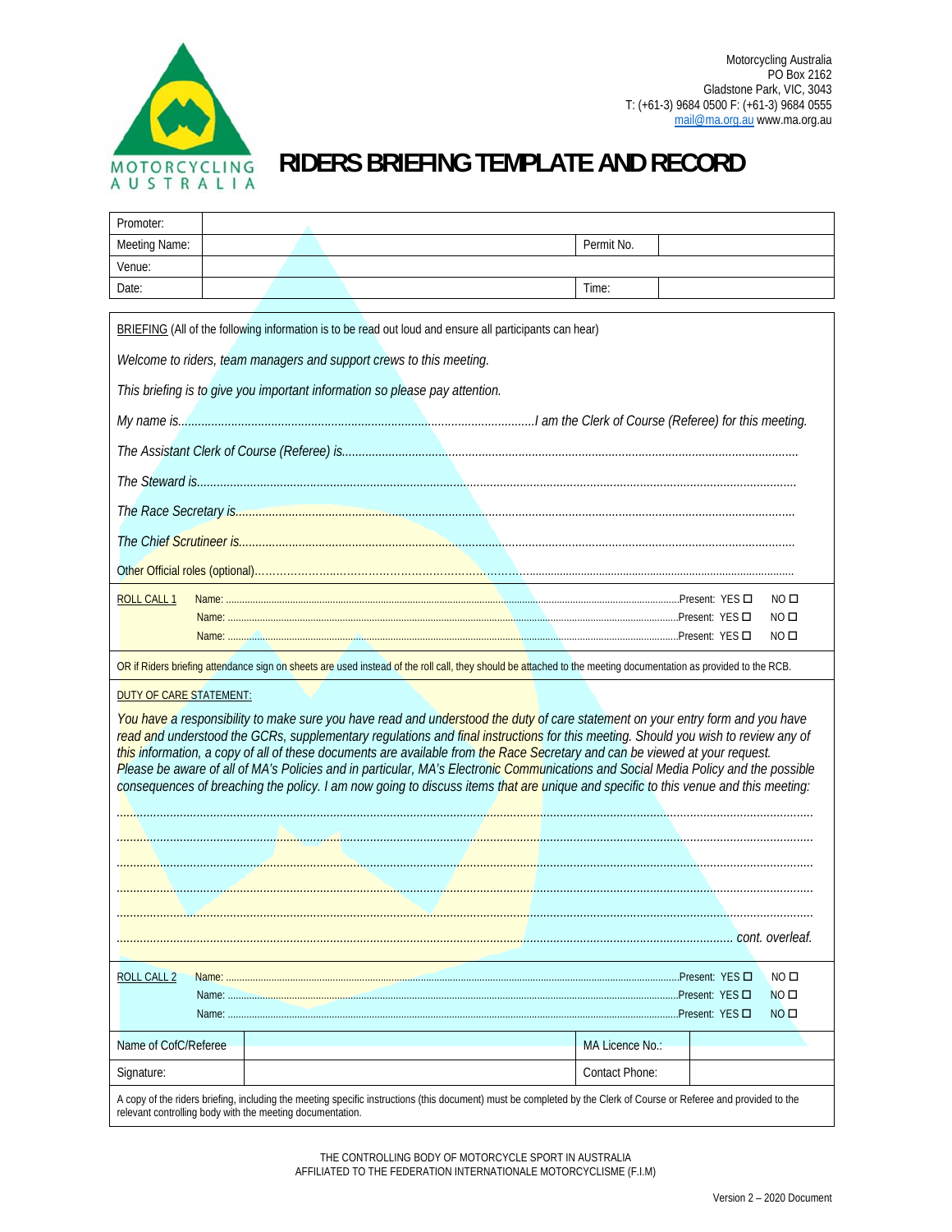Motorcycling Australia
PO Box 2162
Gladstone Park, VIC, 3043
T: (+61-3) 9684 0500 F: (+61-3) 9684 0555
mail@ma.org.au www.ma.org.au

# RIDERS BRIEFING TEMPLATE AND RECORD

| | | | |
|---|---|---|---|
| Promoter: | | | |
| Meeting Name: | | Permit No. | |
| Venue: | | | |
| Date: | | Time: | |

BRIEFING (All of the following information is to be read out loud and ensure all participants can hear)

*Welcome to riders, team managers and support crews to this meeting.*

*This briefing is to give you important information so please pay attention.*

*My name is..........................................................................................................I am the Clerk of Course (Referee) for this meeting.*

*The Assistant Clerk of Course (Referee) is..........................................................................................................................................*

*The Steward is.............................................................................................................................................................................*

*The Race Secretary is...................................................................................................................................................................*

*The Chief Scrutineer is.................................................................................................................................................................*

Other Official roles (optional)..........................................................................................................................................................

ROLL CALL 1
Name: .................................................................................................................Present: YES ☐ NO ☐
Name: .................................................................................................................Present: YES ☐ NO ☐
Name: .................................................................................................................Present: YES ☐ NO ☐

OR if Riders briefing attendance sign on sheets are used instead of the roll call, they should be attached to the meeting documentation as provided to the RCB.

DUTY OF CARE STATEMENT:

*You have a responsibility to make sure you have read and understood the duty of care statement on your entry form and you have read and understood the GCRs, supplementary regulations and final instructions for this meeting. Should you wish to review any of this information, a copy of all of these documents are available from the Race Secretary and can be viewed at your request. Please be aware of all of MA's Policies and in particular, MA's Electronic Communications and Social Media Policy and the possible consequences of breaching the policy. I am now going to discuss items that are unique and specific to this venue and this meeting:*

.............................................................................................................................................................................................

.............................................................................................................................................................................................

.............................................................................................................................................................................................

.............................................................................................................................................................................................

.............................................................................................................................................................................................

....................................................................................................................................................................... *cont. overleaf.*

ROLL CALL 2
Name: .................................................................................................................Present: YES ☐ NO ☐
Name: .................................................................................................................Present: YES ☐ NO ☐
Name: .................................................................................................................Present: YES ☐ NO ☐

| | | | |
|---|---|---|---|
| Name of CofC/Referee | | MA Licence No.: | |
| Signature: | | Contact Phone: | |

A copy of the riders briefing, including the meeting specific instructions (this document) must be completed by the Clerk of Course or Referee and provided to the relevant controlling body with the meeting documentation.

THE CONTROLLING BODY OF MOTORCYCLE SPORT IN AUSTRALIA
AFFILIATED TO THE FEDERATION INTERNATIONALE MOTORCYCLISME (F.I.M)

Version 2 – 2020 Document